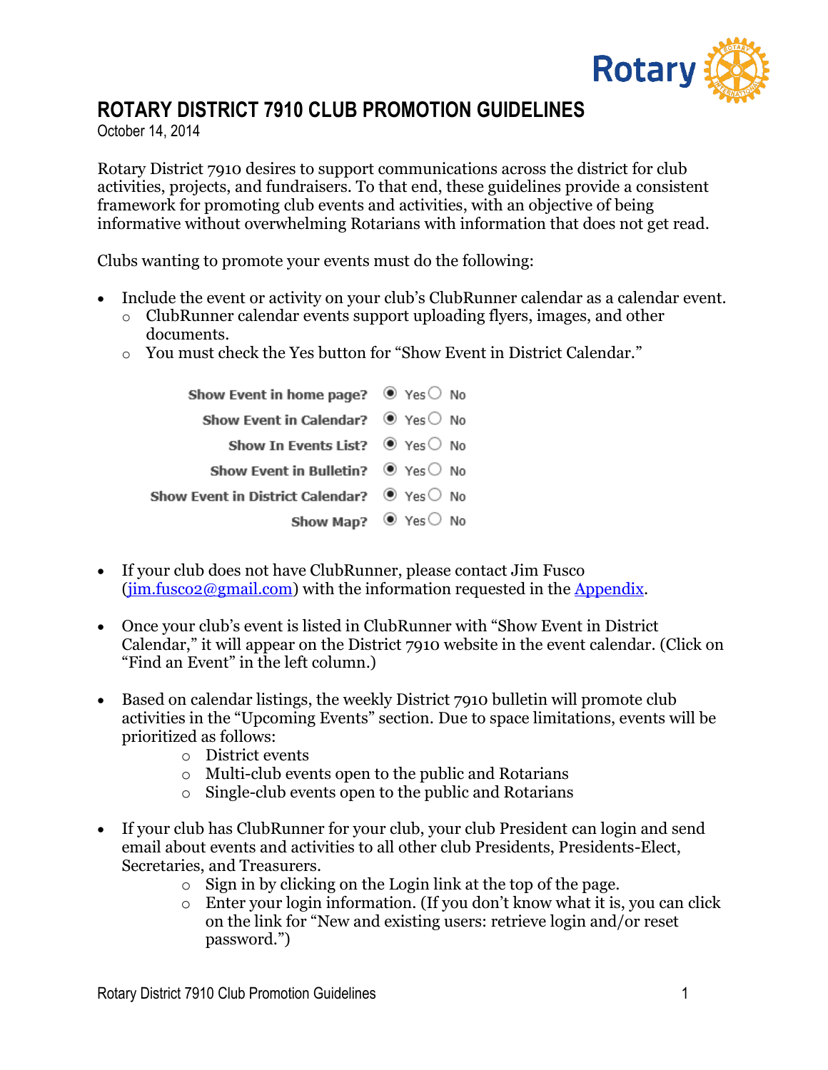# ROTARY DISTRICT 7910 CLUB PROMOTION GUIDELINES

October 14, 2014

Rotary District 7910 desires to support communications across the district for club activities, projects, and fundraisers. To that end, these guidelines provide a consistent framework for promoting club events and activities, with an objective of being informative without overwhelming Rotarians with information that does not get read.

Clubs wanting to promote your events must do the following:

- Include the event or activity on your club's ClubRunner calendar as a calendar event.
  - ClubRunner calendar events support uploading flyers, images, and other documents.
  - You must check the Yes button for "Show Event in District Calendar."

| | |
|---|---|
| Show Event in home page? | ◉ Yes ○ No |
| Show Event in Calendar? | ◉ Yes ○ No |
| Show In Events List? | ◉ Yes ○ No |
| Show Event in Bulletin? | ◉ Yes ○ No |
| Show Event in District Calendar? | ◉ Yes ○ No |
| Show Map? | ◉ Yes ○ No |

- If your club does not have ClubRunner, please contact Jim Fusco (jim.fusco2@gmail.com) with the information requested in the Appendix.

- Once your club's event is listed in ClubRunner with "Show Event in District Calendar," it will appear on the District 7910 website in the event calendar. (Click on "Find an Event" in the left column.)

- Based on calendar listings, the weekly District 7910 bulletin will promote club activities in the "Upcoming Events" section. Due to space limitations, events will be prioritized as follows:
  - District events
  - Multi-club events open to the public and Rotarians
  - Single-club events open to the public and Rotarians

- If your club has ClubRunner for your club, your club President can login and send email about events and activities to all other club Presidents, Presidents-Elect, Secretaries, and Treasurers.
  - Sign in by clicking on the Login link at the top of the page.
  - Enter your login information. (If you don't know what it is, you can click on the link for "New and existing users: retrieve login and/or reset password.")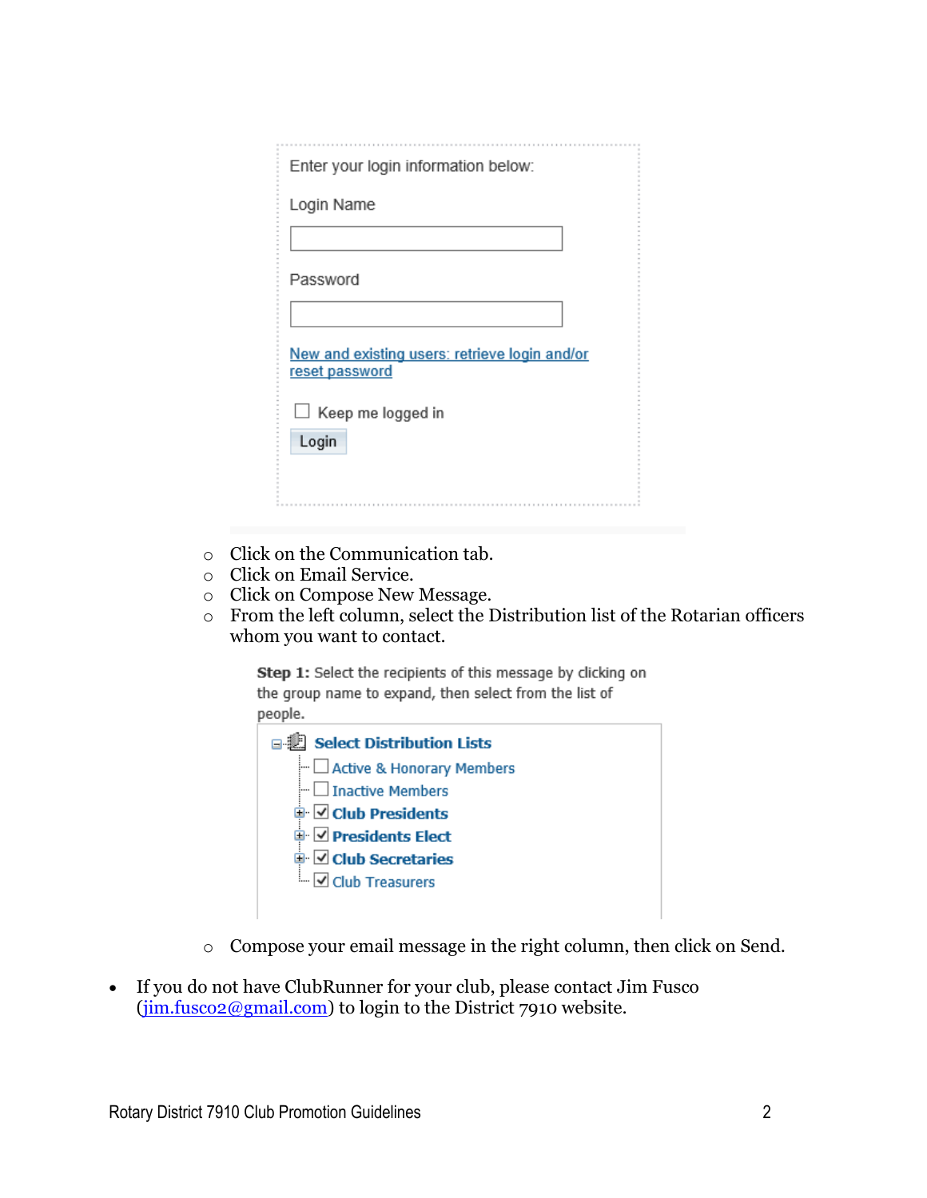Enter your login information below:

Login Name

Password

New and existing users: retrieve login and/or reset password

Keep me logged in

Login

- Click on the Communication tab.
- Click on Email Service.
- Click on Compose New Message.
- From the left column, select the Distribution list of the Rotarian officers whom you want to contact.

**Step 1:** Select the recipients of this message by clicking on the group name to expand, then select from the list of people.

**Select Distribution Lists**

- [ ] Active & Honorary Members
- [ ] Inactive Members
- [x] **Club Presidents**
- [x] **Presidents Elect**
- [x] **Club Secretaries**
- [x] Club Treasurers

- Compose your email message in the right column, then click on Send.

- If you do not have ClubRunner for your club, please contact Jim Fusco (jim.fusco2@gmail.com) to login to the District 7910 website.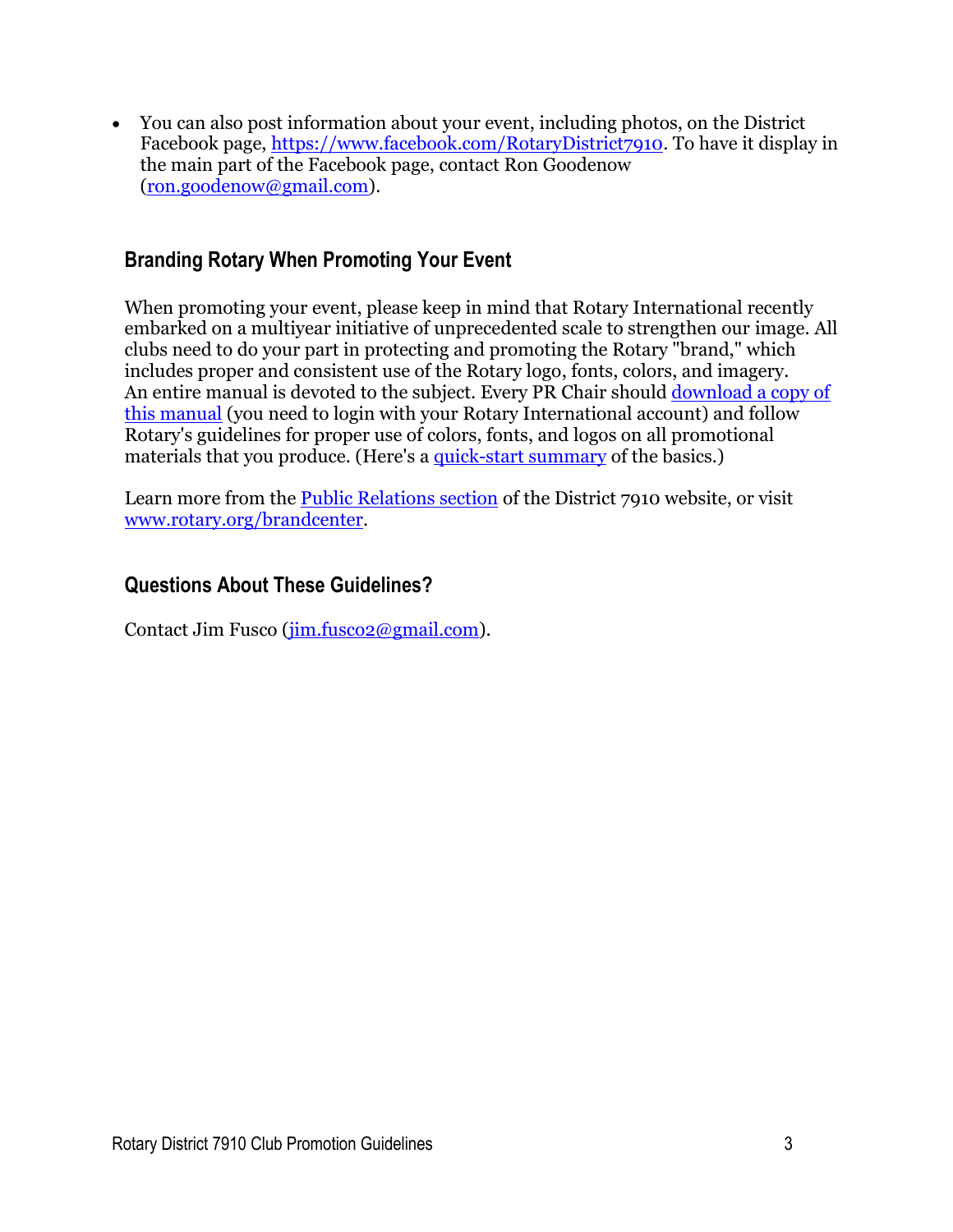- You can also post information about your event, including photos, on the District Facebook page, https://www.facebook.com/RotaryDistrict7910. To have it display in the main part of the Facebook page, contact Ron Goodenow (ron.goodenow@gmail.com).

## Branding Rotary When Promoting Your Event

When promoting your event, please keep in mind that Rotary International recently embarked on a multiyear initiative of unprecedented scale to strengthen our image. All clubs need to do your part in protecting and promoting the Rotary "brand," which includes proper and consistent use of the Rotary logo, fonts, colors, and imagery. An entire manual is devoted to the subject. Every PR Chair should download a copy of this manual (you need to login with your Rotary International account) and follow Rotary's guidelines for proper use of colors, fonts, and logos on all promotional materials that you produce. (Here's a quick-start summary of the basics.)

Learn more from the Public Relations section of the District 7910 website, or visit www.rotary.org/brandcenter.

## Questions About These Guidelines?

Contact Jim Fusco (jim.fusco2@gmail.com).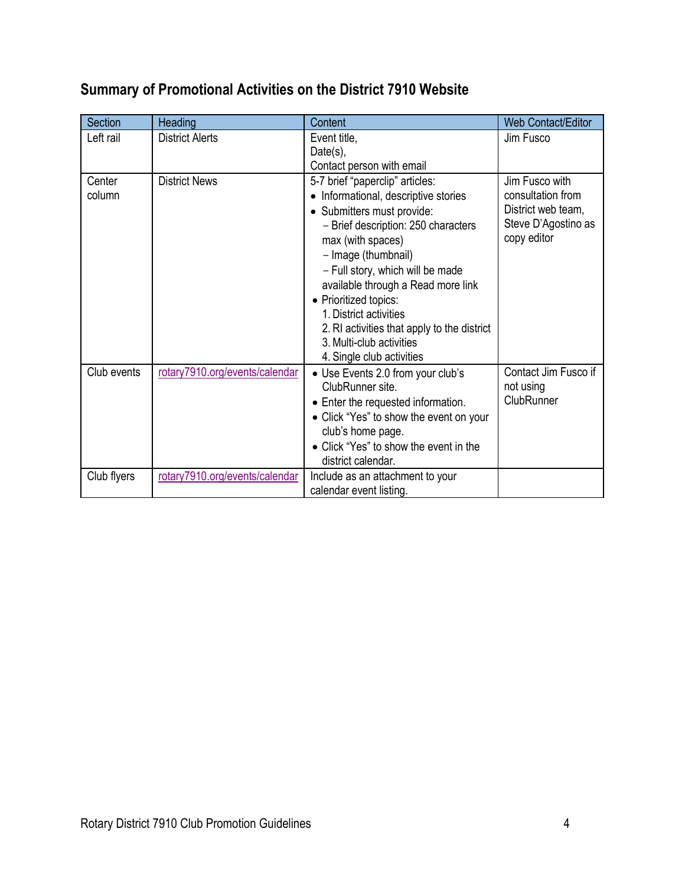## Summary of Promotional Activities on the District 7910 Website

| Section | Heading | Content | Web Contact/Editor |
|---|---|---|---|
| Left rail | District Alerts | Event title,<br>Date(s),<br>Contact person with email | Jim Fusco |
| Center column | District News | 5-7 brief "paperclip" articles:<br>• Informational, descriptive stories<br>• Submitters must provide:<br>− Brief description: 250 characters max (with spaces)<br>− Image (thumbnail)<br>− Full story, which will be made available through a Read more link<br>• Prioritized topics:<br>1. District activities<br>2. RI activities that apply to the district<br>3. Multi-club activities<br>4. Single club activities | Jim Fusco with consultation from District web team, Steve D'Agostino as copy editor |
| Club events | rotary7910.org/events/calendar | • Use Events 2.0 from your club's ClubRunner site.<br>• Enter the requested information.<br>• Click "Yes" to show the event on your club's home page.<br>• Click "Yes" to show the event in the district calendar. | Contact Jim Fusco if not using ClubRunner |
| Club flyers | rotary7910.org/events/calendar | Include as an attachment to your calendar event listing. | |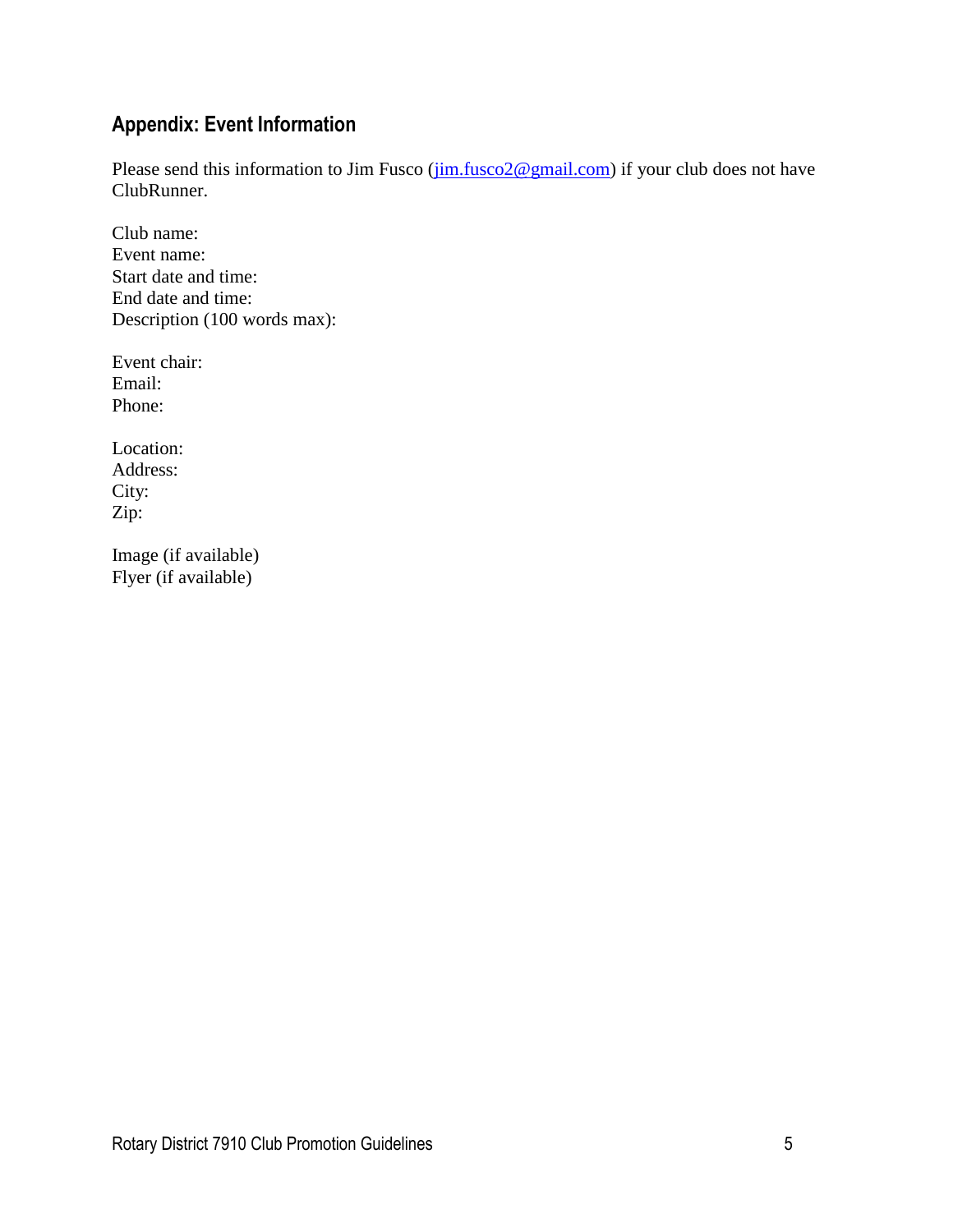## Appendix: Event Information

Please send this information to Jim Fusco (jim.fusco2@gmail.com) if your club does not have ClubRunner.

Club name:
Event name:
Start date and time:
End date and time:
Description (100 words max):

Event chair:
Email:
Phone:

Location:
Address:
City:
Zip:

Image (if available)
Flyer (if available)